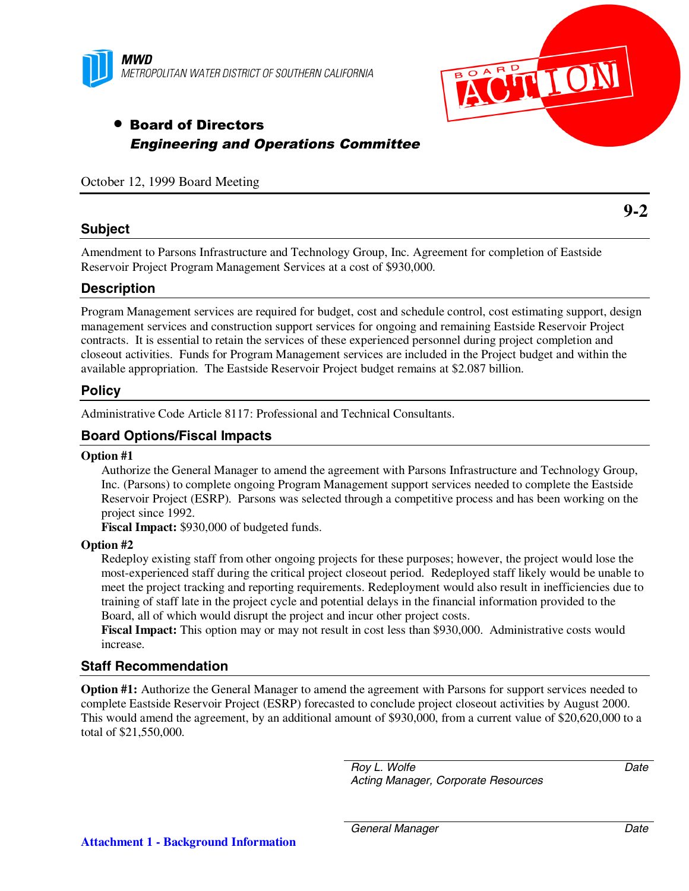**MWD**
*METROPOLITAN WATER DISTRICT OF SOUTHERN CALIFORNIA*

BOARD ACTION

- **Board of Directors**
  ***Engineering and Operations Committee***

October 12, 1999 Board Meeting

**9-2**

## Subject

Amendment to Parsons Infrastructure and Technology Group, Inc. Agreement for completion of Eastside Reservoir Project Program Management Services at a cost of $930,000.

## Description

Program Management services are required for budget, cost and schedule control, cost estimating support, design management services and construction support services for ongoing and remaining Eastside Reservoir Project contracts. It is essential to retain the services of these experienced personnel during project completion and closeout activities. Funds for Program Management services are included in the Project budget and within the available appropriation. The Eastside Reservoir Project budget remains at $2.087 billion.

## Policy

Administrative Code Article 8117: Professional and Technical Consultants.

## Board Options/Fiscal Impacts

**Option #1**

Authorize the General Manager to amend the agreement with Parsons Infrastructure and Technology Group, Inc. (Parsons) to complete ongoing Program Management support services needed to complete the Eastside Reservoir Project (ESRP). Parsons was selected through a competitive process and has been working on the project since 1992.

**Fiscal Impact:** $930,000 of budgeted funds.

**Option #2**

Redeploy existing staff from other ongoing projects for these purposes; however, the project would lose the most-experienced staff during the critical project closeout period. Redeployed staff likely would be unable to meet the project tracking and reporting requirements. Redeployment would also result in inefficiencies due to training of staff late in the project cycle and potential delays in the financial information provided to the Board, all of which would disrupt the project and incur other project costs.

**Fiscal Impact:** This option may or may not result in cost less than $930,000. Administrative costs would increase.

## Staff Recommendation

**Option #1:** Authorize the General Manager to amend the agreement with Parsons for support services needed to complete Eastside Reservoir Project (ESRP) forecasted to conclude project closeout activities by August 2000. This would amend the agreement, by an additional amount of $930,000, from a current value of $20,620,000 to a total of $21,550,000.

| | |
|---|---|
| *Roy L. Wolfe* | *Date* |
| *Acting Manager, Corporate Resources* | |

| | |
|---|---|
| *General Manager* | *Date* |

**Attachment 1 - Background Information**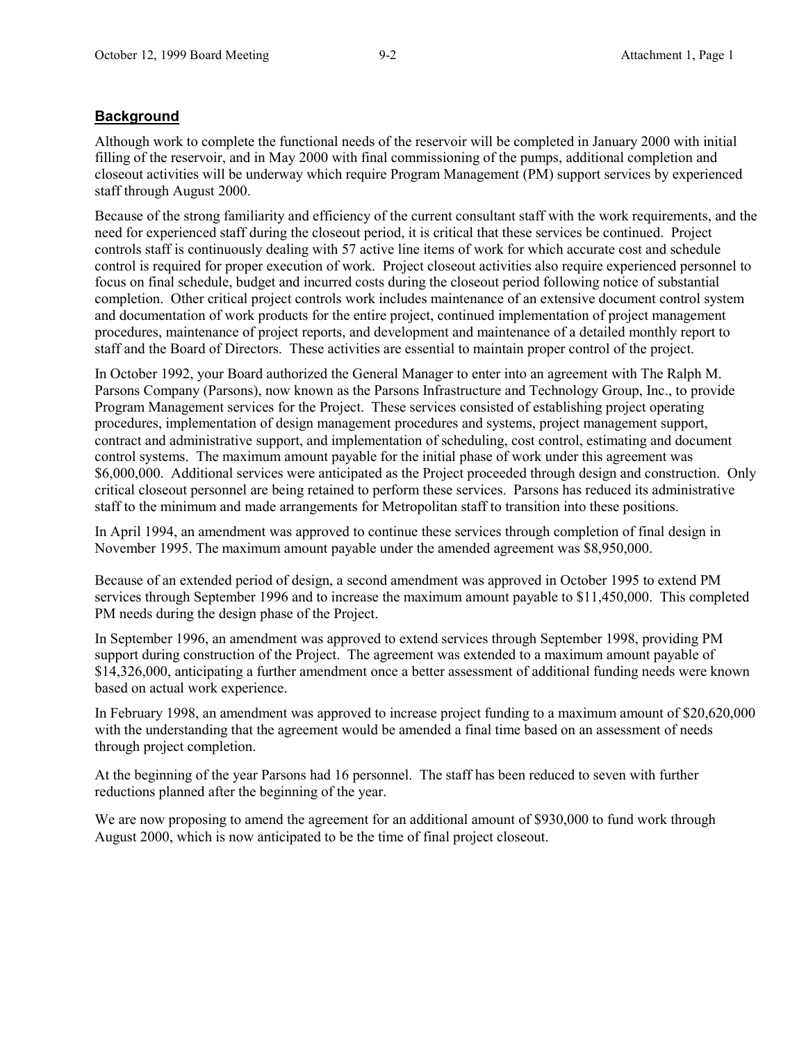## **Background**

Although work to complete the functional needs of the reservoir will be completed in January 2000 with initial filling of the reservoir, and in May 2000 with final commissioning of the pumps, additional completion and closeout activities will be underway which require Program Management (PM) support services by experienced staff through August 2000.

Because of the strong familiarity and efficiency of the current consultant staff with the work requirements, and the need for experienced staff during the closeout period, it is critical that these services be continued. Project controls staff is continuously dealing with 57 active line items of work for which accurate cost and schedule control is required for proper execution of work. Project closeout activities also require experienced personnel to focus on final schedule, budget and incurred costs during the closeout period following notice of substantial completion. Other critical project controls work includes maintenance of an extensive document control system and documentation of work products for the entire project, continued implementation of project management procedures, maintenance of project reports, and development and maintenance of a detailed monthly report to staff and the Board of Directors. These activities are essential to maintain proper control of the project.

In October 1992, your Board authorized the General Manager to enter into an agreement with The Ralph M. Parsons Company (Parsons), now known as the Parsons Infrastructure and Technology Group, Inc., to provide Program Management services for the Project. These services consisted of establishing project operating procedures, implementation of design management procedures and systems, project management support, contract and administrative support, and implementation of scheduling, cost control, estimating and document control systems. The maximum amount payable for the initial phase of work under this agreement was $6,000,000. Additional services were anticipated as the Project proceeded through design and construction. Only critical closeout personnel are being retained to perform these services. Parsons has reduced its administrative staff to the minimum and made arrangements for Metropolitan staff to transition into these positions.

In April 1994, an amendment was approved to continue these services through completion of final design in November 1995. The maximum amount payable under the amended agreement was $8,950,000.

Because of an extended period of design, a second amendment was approved in October 1995 to extend PM services through September 1996 and to increase the maximum amount payable to $11,450,000. This completed PM needs during the design phase of the Project.

In September 1996, an amendment was approved to extend services through September 1998, providing PM support during construction of the Project. The agreement was extended to a maximum amount payable of $14,326,000, anticipating a further amendment once a better assessment of additional funding needs were known based on actual work experience.

In February 1998, an amendment was approved to increase project funding to a maximum amount of $20,620,000 with the understanding that the agreement would be amended a final time based on an assessment of needs through project completion.

At the beginning of the year Parsons had 16 personnel. The staff has been reduced to seven with further reductions planned after the beginning of the year.

We are now proposing to amend the agreement for an additional amount of $930,000 to fund work through August 2000, which is now anticipated to be the time of final project closeout.